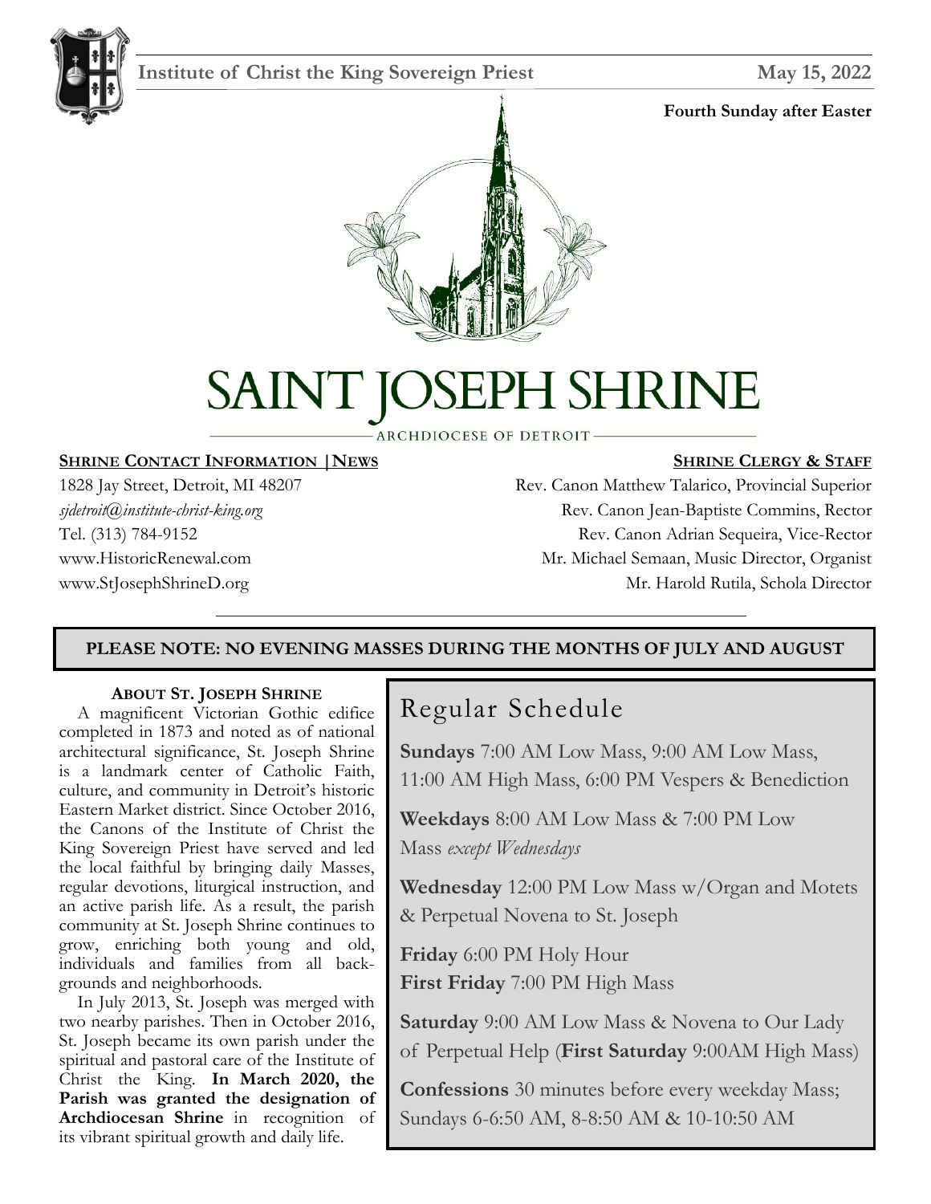**Institute of Christ the King Sovereign Priest** **May 15, 2022**

**Fourth Sunday after Easter**

# SAINT JOSEPH SHRINE

ARCHDIOCESE OF DETROIT

**SHRINE CONTACT INFORMATION | NEWS**

1828 Jay Street, Detroit, MI 48207
*sjdetroit@institute-christ-king.org*
Tel. (313) 784-9152
www.HistoricRenewal.com
www.StJosephShrineD.org

**SHRINE CLERGY & STAFF**

Rev. Canon Matthew Talarico, Provincial Superior
Rev. Canon Jean-Baptiste Commins, Rector
Rev. Canon Adrian Sequeira, Vice-Rector
Mr. Michael Semaan, Music Director, Organist
Mr. Harold Rutila, Schola Director

**PLEASE NOTE: NO EVENING MASSES DURING THE MONTHS OF JULY AND AUGUST**

**ABOUT ST. JOSEPH SHRINE**

A magnificent Victorian Gothic edifice completed in 1873 and noted as of national architectural significance, St. Joseph Shrine is a landmark center of Catholic Faith, culture, and community in Detroit's historic Eastern Market district. Since October 2016, the Canons of the Institute of Christ the King Sovereign Priest have served and led the local faithful by bringing daily Masses, regular devotions, liturgical instruction, and an active parish life. As a result, the parish community at St. Joseph Shrine continues to grow, enriching both young and old, individuals and families from all backgrounds and neighborhoods.

In July 2013, St. Joseph was merged with two nearby parishes. Then in October 2016, St. Joseph became its own parish under the spiritual and pastoral care of the Institute of Christ the King. **In March 2020, the Parish was granted the designation of Archdiocesan Shrine** in recognition of its vibrant spiritual growth and daily life.

## Regular Schedule

**Sundays** 7:00 AM Low Mass, 9:00 AM Low Mass, 11:00 AM High Mass, 6:00 PM Vespers & Benediction

**Weekdays** 8:00 AM Low Mass & 7:00 PM Low Mass *except Wednesdays*

**Wednesday** 12:00 PM Low Mass w/Organ and Motets & Perpetual Novena to St. Joseph

**Friday** 6:00 PM Holy Hour
**First Friday** 7:00 PM High Mass

**Saturday** 9:00 AM Low Mass & Novena to Our Lady of Perpetual Help (**First Saturday** 9:00AM High Mass)

**Confessions** 30 minutes before every weekday Mass; Sundays 6-6:50 AM, 8-8:50 AM & 10-10:50 AM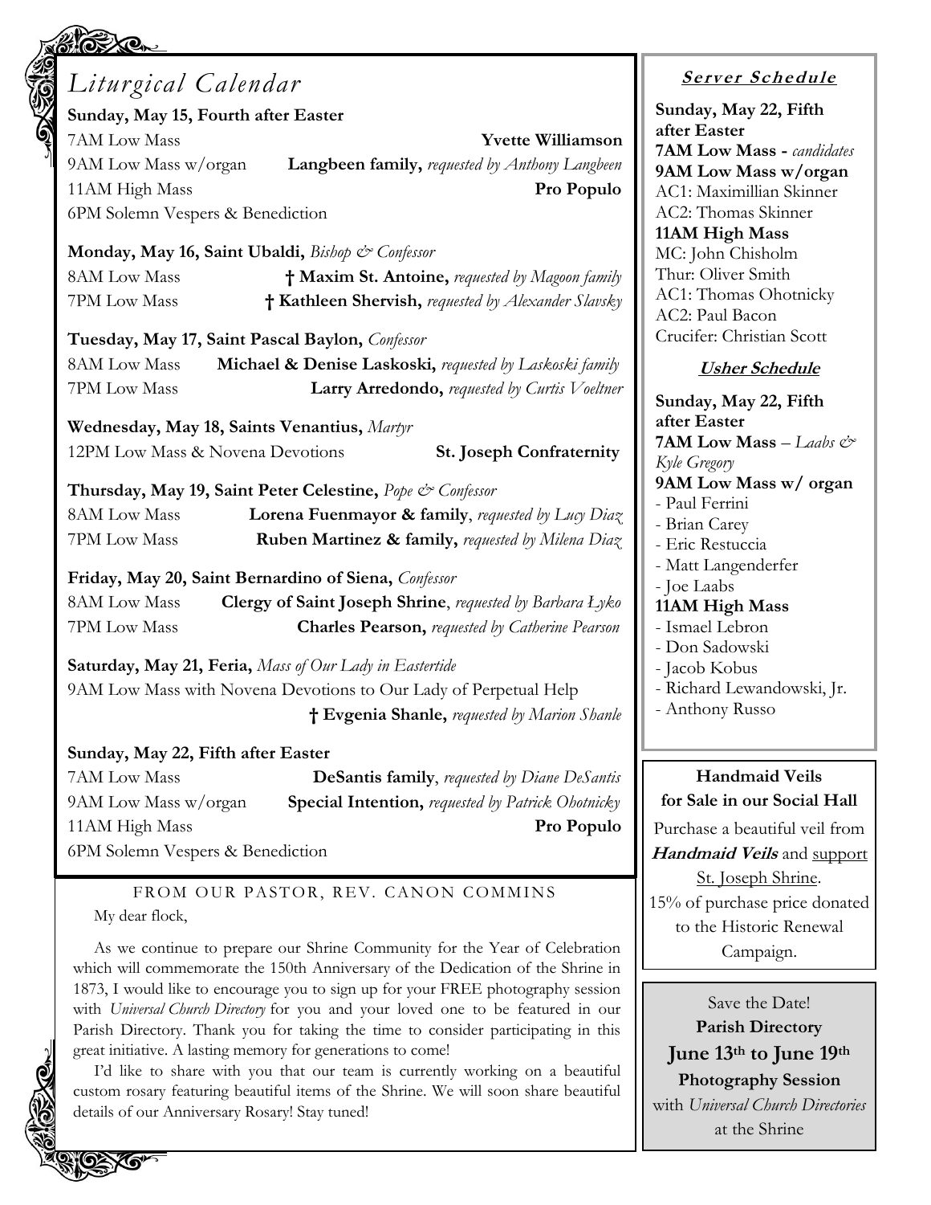# *Liturgical Calendar*

**Sunday, May 15, Fourth after Easter**

7AM Low Mass — **Yvette Williamson**

9AM Low Mass w/organ — **Langbeen family,** *requested by Anthony Langbeen*

11AM High Mass — **Pro Populo**

6PM Solemn Vespers & Benediction

**Monday, May 16, Saint Ubaldi,** *Bishop & Confessor*

8AM Low Mass — **† Maxim St. Antoine,** *requested by Magoon family*

7PM Low Mass — **† Kathleen Shervish,** *requested by Alexander Slavsky*

**Tuesday, May 17, Saint Pascal Baylon,** *Confessor*

8AM Low Mass — **Michael & Denise Laskoski,** *requested by Laskoski family*

7PM Low Mass — **Larry Arredondo,** *requested by Curtis Voeltner*

**Wednesday, May 18, Saints Venantius,** *Martyr*

12PM Low Mass & Novena Devotions — **St. Joseph Confraternity**

**Thursday, May 19, Saint Peter Celestine,** *Pope & Confessor*

8AM Low Mass — **Lorena Fuenmayor & family**, *requested by Lucy Diaz*

7PM Low Mass — **Ruben Martinez & family,** *requested by Milena Diaz*

**Friday, May 20, Saint Bernardino of Siena,** *Confessor*

8AM Low Mass — **Clergy of Saint Joseph Shrine**, *requested by Barbara Łyko*

7PM Low Mass — **Charles Pearson,** *requested by Catherine Pearson*

**Saturday, May 21, Feria,** *Mass of Our Lady in Eastertide*

9AM Low Mass with Novena Devotions to Our Lady of Perpetual Help — **† Evgenia Shanle,** *requested by Marion Shanle*

**Sunday, May 22, Fifth after Easter**

7AM Low Mass — **DeSantis family**, *requested by Diane DeSantis*

9AM Low Mass w/organ — **Special Intention,** *requested by Patrick Ohotnicky*

11AM High Mass — **Pro Populo**

6PM Solemn Vespers & Benediction

## FROM OUR PASTOR, REV. CANON COMMINS

My dear flock,

As we continue to prepare our Shrine Community for the Year of Celebration which will commemorate the 150th Anniversary of the Dedication of the Shrine in 1873, I would like to encourage you to sign up for your FREE photography session with *Universal Church Directory* for you and your loved one to be featured in our Parish Directory. Thank you for taking the time to consider participating in this great initiative. A lasting memory for generations to come!

I'd like to share with you that our team is currently working on a beautiful custom rosary featuring beautiful items of the Shrine. We will soon share beautiful details of our Anniversary Rosary! Stay tuned!

## Server Schedule

**Sunday, May 22, Fifth after Easter**

**7AM Low Mass -** *candidates*

**9AM Low Mass w/organ**

AC1: Maximillian Skinner

AC2: Thomas Skinner

**11AM High Mass**

MC: John Chisholm

Thur: Oliver Smith

AC1: Thomas Ohotnicky

AC2: Paul Bacon

Crucifer: Christian Scott

## Usher Schedule

**Sunday, May 22, Fifth after Easter**

**7AM Low Mass** – *Laabs & Kyle Gregory*

**9AM Low Mass w/ organ**

- Paul Ferrini
- Brian Carey
- Eric Restuccia
- Matt Langenderfer
- Joe Laabs

**11AM High Mass**

- Ismael Lebron
- Don Sadowski
- Jacob Kobus
- Richard Lewandowski, Jr.
- Anthony Russo

**Handmaid Veils for Sale in our Social Hall**

Purchase a beautiful veil from ***Handmaid Veils*** and support St. Joseph Shrine. 15% of purchase price donated to the Historic Renewal Campaign.

Save the Date!

**Parish Directory**

**June 13th to June 19th**

**Photography Session**

with *Universal Church Directories* at the Shrine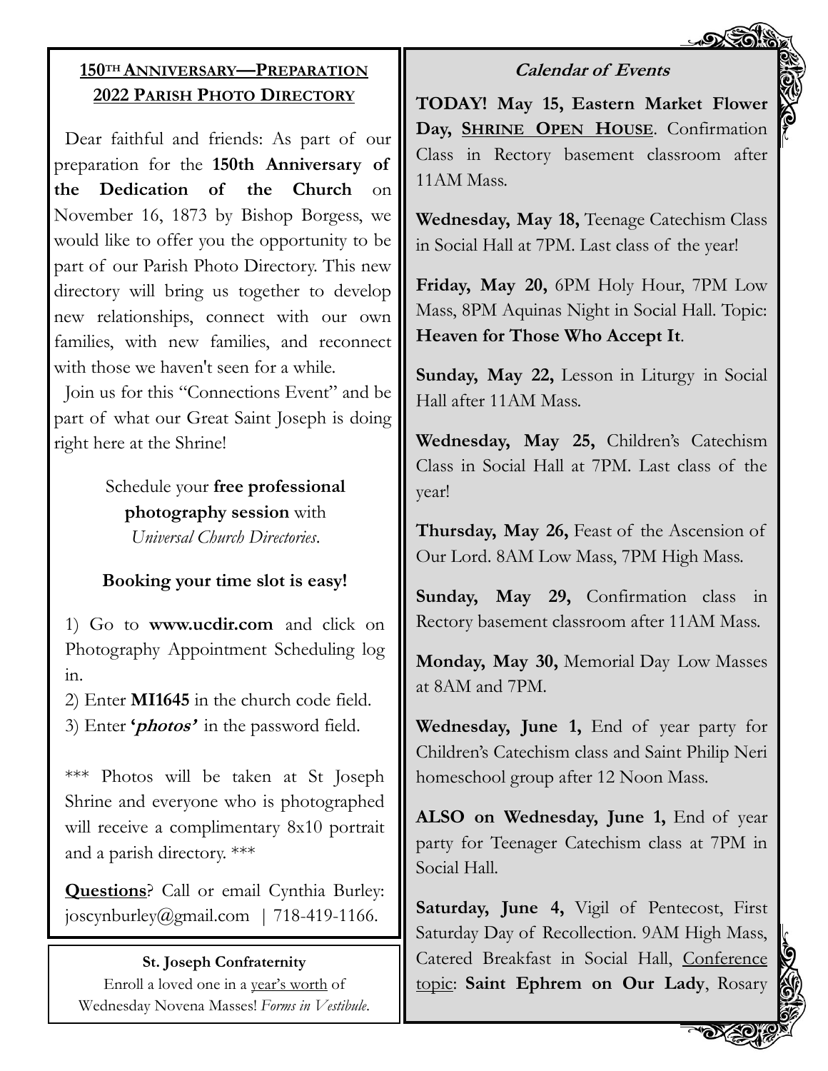## 150TH ANNIVERSARY—PREPARATION
## 2022 PARISH PHOTO DIRECTORY

Dear faithful and friends: As part of our preparation for the **150th Anniversary of the Dedication of the Church** on November 16, 1873 by Bishop Borgess, we would like to offer you the opportunity to be part of our Parish Photo Directory. This new directory will bring us together to develop new relationships, connect with our own families, with new families, and reconnect with those we haven't seen for a while.

Join us for this "Connections Event" and be part of what our Great Saint Joseph is doing right here at the Shrine!

Schedule your **free professional photography session** with *Universal Church Directories*.

**Booking your time slot is easy!**

1) Go to **www.ucdir.com** and click on Photography Appointment Scheduling log in.
2) Enter **MI1645** in the church code field.
3) Enter ***'photos'*** in the password field.

*** Photos will be taken at St Joseph Shrine and everyone who is photographed will receive a complimentary 8x10 portrait and a parish directory. ***

**Questions**? Call or email Cynthia Burley: joscynburley@gmail.com | 718-419-1166.

**St. Joseph Confraternity**
Enroll a loved one in a year's worth of Wednesday Novena Masses! *Forms in Vestibule.*

### *Calendar of Events*

**TODAY! May 15, Eastern Market Flower Day, SHRINE OPEN HOUSE**. Confirmation Class in Rectory basement classroom after 11AM Mass.

**Wednesday, May 18,** Teenage Catechism Class in Social Hall at 7PM. Last class of the year!

**Friday, May 20,** 6PM Holy Hour, 7PM Low Mass, 8PM Aquinas Night in Social Hall. Topic: **Heaven for Those Who Accept It**.

**Sunday, May 22,** Lesson in Liturgy in Social Hall after 11AM Mass.

**Wednesday, May 25,** Children's Catechism Class in Social Hall at 7PM. Last class of the year!

**Thursday, May 26,** Feast of the Ascension of Our Lord. 8AM Low Mass, 7PM High Mass.

**Sunday, May 29,** Confirmation class in Rectory basement classroom after 11AM Mass.

**Monday, May 30,** Memorial Day Low Masses at 8AM and 7PM.

**Wednesday, June 1,** End of year party for Children's Catechism class and Saint Philip Neri homeschool group after 12 Noon Mass.

**ALSO on Wednesday, June 1,** End of year party for Teenager Catechism class at 7PM in Social Hall.

**Saturday, June 4,** Vigil of Pentecost, First Saturday Day of Recollection. 9AM High Mass, Catered Breakfast in Social Hall, Conference topic: **Saint Ephrem on Our Lady**, Rosary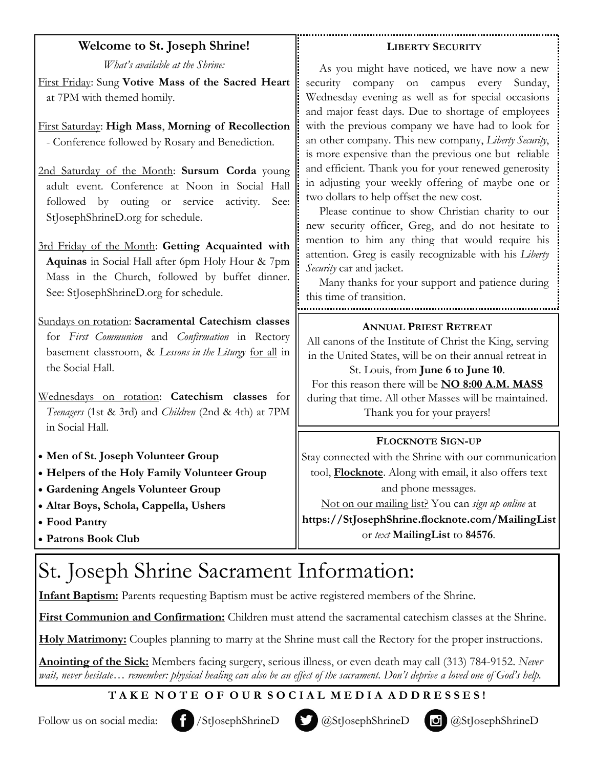## Welcome to St. Joseph Shrine!

*What's available at the Shrine:*

First Friday: Sung **Votive Mass of the Sacred Heart** at 7PM with themed homily.

First Saturday: **High Mass**, **Morning of Recollection** - Conference followed by Rosary and Benediction.

2nd Saturday of the Month: **Sursum Corda** young adult event. Conference at Noon in Social Hall followed by outing or service activity. See: StJosephShrineD.org for schedule.

3rd Friday of the Month: **Getting Acquainted with Aquinas** in Social Hall after 6pm Holy Hour & 7pm Mass in the Church, followed by buffet dinner. See: StJosephShrineD.org for schedule.

Sundays on rotation: **Sacramental Catechism classes** for *First Communion* and *Confirmation* in Rectory basement classroom, & *Lessons in the Liturgy* for all in the Social Hall.

Wednesdays on rotation: **Catechism classes** for *Teenagers* (1st & 3rd) and *Children* (2nd & 4th) at 7PM in Social Hall.

- **Men of St. Joseph Volunteer Group**
- **Helpers of the Holy Family Volunteer Group**
- **Gardening Angels Volunteer Group**
- **Altar Boys, Schola, Cappella, Ushers**
- **Food Pantry**
- **Patrons Book Club**

### LIBERTY SECURITY

As you might have noticed, we have now a new security company on campus every Sunday, Wednesday evening as well as for special occasions and major feast days. Due to shortage of employees with the previous company we have had to look for an other company. This new company, *Liberty Security*, is more expensive than the previous one but reliable and efficient. Thank you for your renewed generosity in adjusting your weekly offering of maybe one or two dollars to help offset the new cost.

Please continue to show Christian charity to our new security officer, Greg, and do not hesitate to mention to him any thing that would require his attention. Greg is easily recognizable with his *Liberty Security* car and jacket.

Many thanks for your support and patience during this time of transition.

### ANNUAL PRIEST RETREAT

All canons of the Institute of Christ the King, serving in the United States, will be on their annual retreat in St. Louis, from **June 6 to June 10**.

For this reason there will be **NO 8:00 A.M. MASS** during that time. All other Masses will be maintained. Thank you for your prayers!

### FLOCKNOTE SIGN-UP

Stay connected with the Shrine with our communication tool, **Flocknote**. Along with email, it also offers text and phone messages.

Not on our mailing list? You can *sign up online* at **https://StJosephShrine.flocknote.com/MailingList** or *text* **MailingList** to **84576**.

# St. Joseph Shrine Sacrament Information:

**Infant Baptism:** Parents requesting Baptism must be active registered members of the Shrine.

**First Communion and Confirmation:** Children must attend the sacramental catechism classes at the Shrine.

**Holy Matrimony:** Couples planning to marry at the Shrine must call the Rectory for the proper instructions.

**Anointing of the Sick:** Members facing surgery, serious illness, or even death may call (313) 784-9152. *Never wait, never hesitate… remember: physical healing can also be an effect of the sacrament. Don't deprive a loved one of God's help.*

**TAKE NOTE OF OUR SOCIAL MEDIA ADDRESSES!**

Follow us on social media: /StJosephShrineD @StJosephShrineD @StJosephShrineD